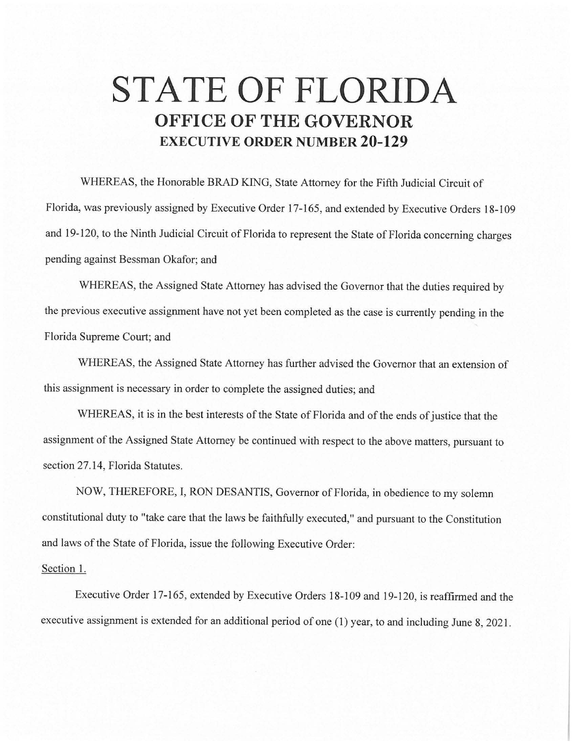# STATE OF FLORIDA

## OFFICE OF THE GOVERNOR

### EXECUTIVE ORDER NUMBER 20-129

WHEREAS, the Honorable BRAD KING, State Attorney for the Fifth Judicial Circuit of Florida, was previously assigned by Executive Order 17-165, and extended by Executive Orders 18-109 and 19-120, to the Ninth Judicial Circuit of Florida to represent the State of Florida concerning charges pending against Bessman Okafor; and

WHEREAS, the Assigned State Attorney has advised the Governor that the duties required by the previous executive assignment have not yet been completed as the case is currently pending in the Florida Supreme Court; and

WHEREAS, the Assigned State Attorney has further advised the Governor that an extension of this assignment is necessary in order to complete the assigned duties; and

WHEREAS, it is in the best interests of the State of Florida and of the ends of justice that the assignment of the Assigned State Attorney be continued with respect to the above matters, pursuant to section 27.14, Florida Statutes.

NOW, THEREFORE, I, RON DESANTIS, Governor of Florida, in obedience to my solemn constitutional duty to "take care that the laws be faithfully executed," and pursuant to the Constitution and laws of the State of Florida, issue the following Executive Order:

Section 1.

Executive Order 17-165, extended by Executive Orders 18-109 and 19-120, is reaffirmed and the executive assignment is extended for an additional period of one (1) year, to and including June 8, 2021.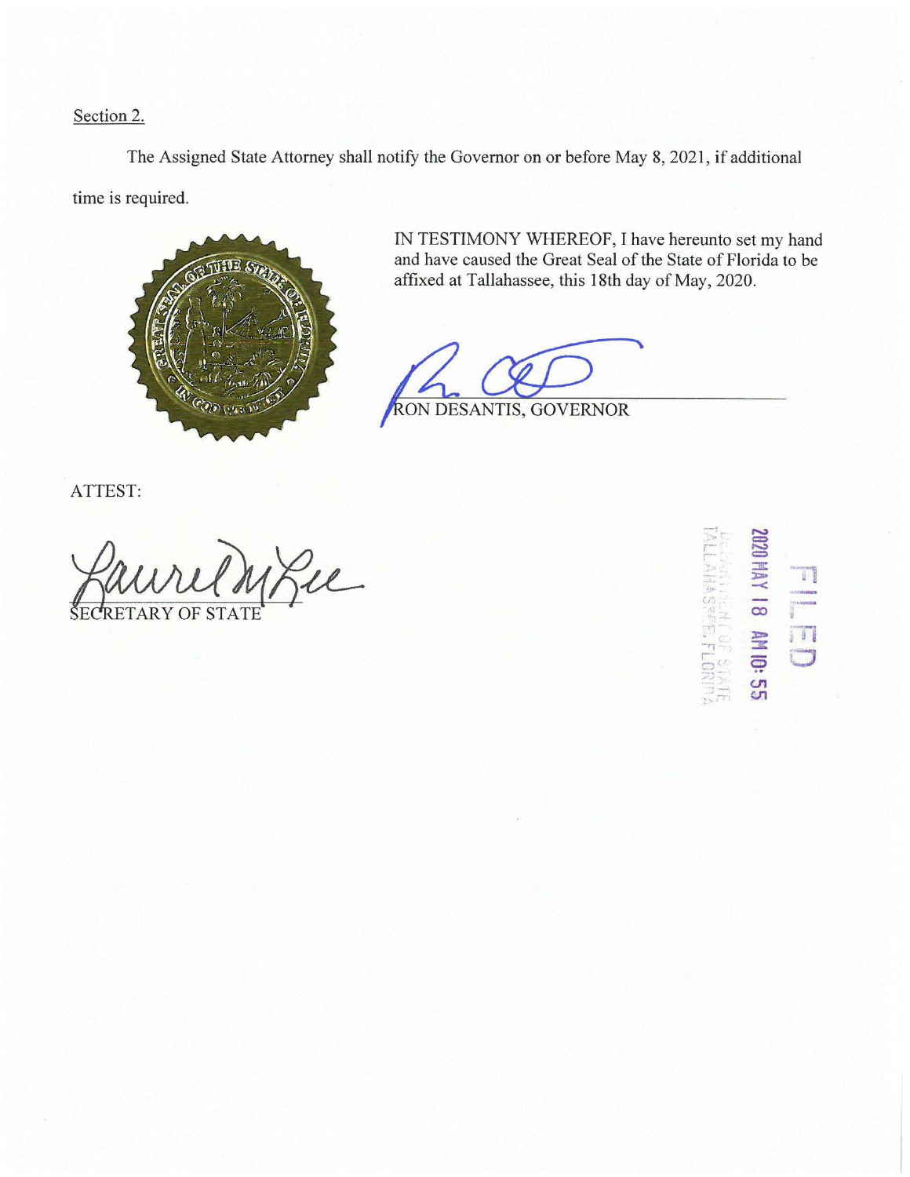Section 2.

The Assigned State Attorney shall notify the Governor on or before May 8, 2021, if additional time is required.

IN TESTIMONY WHEREOF, I have hereunto set my hand and have caused the Great Seal of the State of Florida to be affixed at Tallahassee, this 18th day of May, 2020.

RON DESANTIS, GOVERNOR

ATTEST:

SECRETARY OF STATE

FILED

2020 MAY 18 AM 10:55

DEPARTMENT OF STATE
TALLAHASSEE, FLORIDA